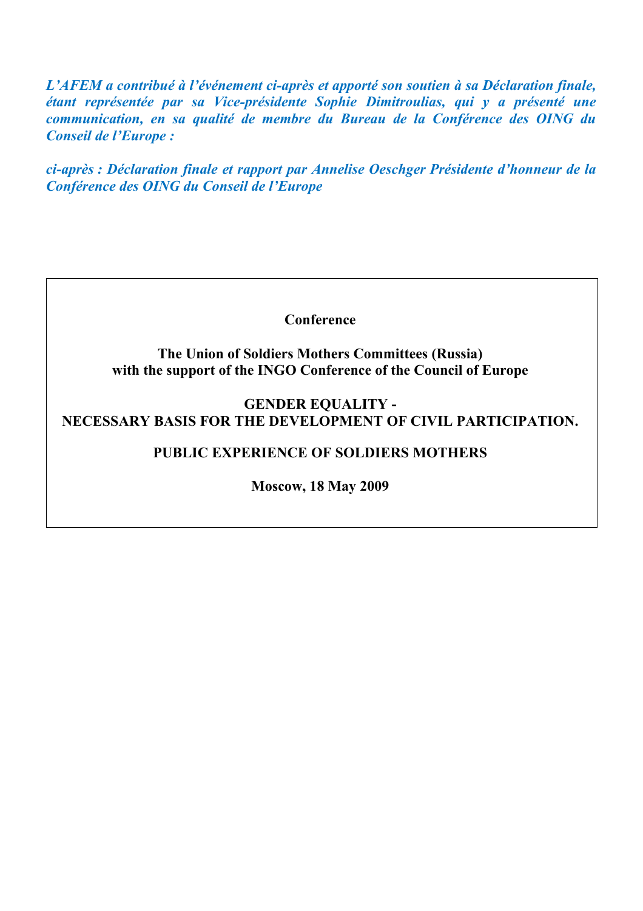*__L'AFEM a contribué à l'événement ci-après et apporté son soutien à sa Déclaration finale, étant représentée par sa Vice-présidente Sophie Dimitroulias, qui y a présenté une communication, en sa qualité de membre du Bureau de la Conférence des OING du Conseil de l'Europe :__*

*__ci-après : Déclaration finale et rapport par Annelise Oeschger Présidente d'honneur de la Conférence des OING du Conseil de l'Europe__*

**Conference**

**The Union of Soldiers Mothers Committees (Russia)**
**with the support of the INGO Conference of the Council of Europe**

**GENDER EQUALITY -**
**NECESSARY BASIS FOR THE DEVELOPMENT OF CIVIL PARTICIPATION.**

**PUBLIC EXPERIENCE OF SOLDIERS MOTHERS**

**Moscow, 18 May 2009**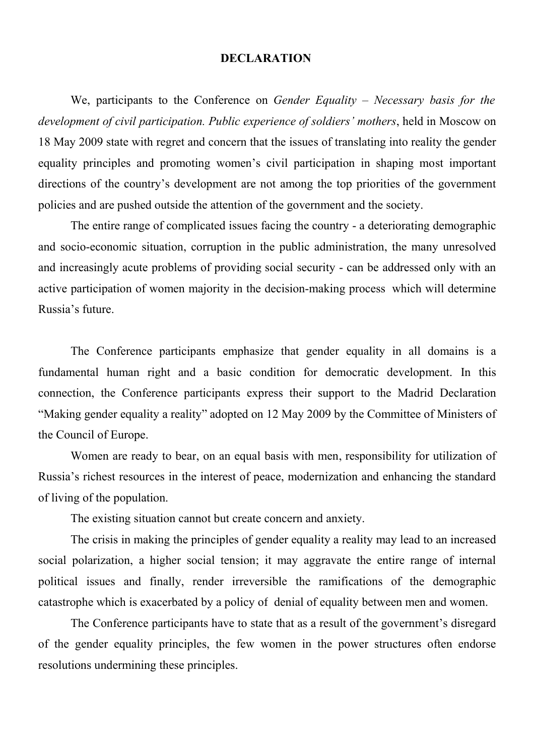**DECLARATION**

We, participants to the Conference on *Gender Equality – Necessary basis for the development of civil participation. Public experience of soldiers' mothers*, held in Moscow on 18 May 2009 state with regret and concern that the issues of translating into reality the gender equality principles and promoting women's civil participation in shaping most important directions of the country's development are not among the top priorities of the government policies and are pushed outside the attention of the government and the society.

The entire range of complicated issues facing the country - a deteriorating demographic and socio-economic situation, corruption in the public administration, the many unresolved and increasingly acute problems of providing social security - can be addressed only with an active participation of women majority in the decision-making process which will determine Russia's future.

The Conference participants emphasize that gender equality in all domains is a fundamental human right and a basic condition for democratic development. In this connection, the Conference participants express their support to the Madrid Declaration "Making gender equality a reality" adopted on 12 May 2009 by the Committee of Ministers of the Council of Europe.

Women are ready to bear, on an equal basis with men, responsibility for utilization of Russia's richest resources in the interest of peace, modernization and enhancing the standard of living of the population.

The existing situation cannot but create concern and anxiety.

The crisis in making the principles of gender equality a reality may lead to an increased social polarization, a higher social tension; it may aggravate the entire range of internal political issues and finally, render irreversible the ramifications of the demographic catastrophe which is exacerbated by a policy of denial of equality between men and women.

The Conference participants have to state that as a result of the government's disregard of the gender equality principles, the few women in the power structures often endorse resolutions undermining these principles.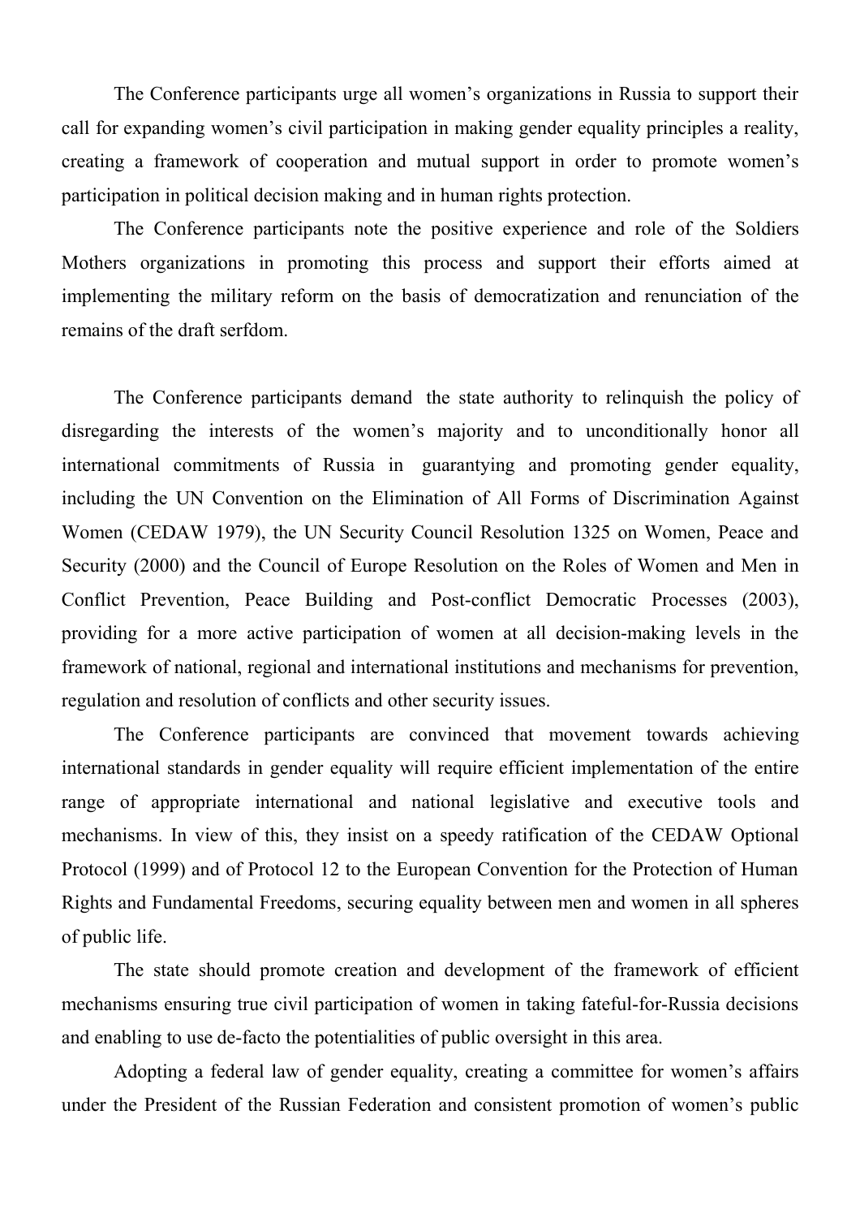The Conference participants urge all women's organizations in Russia to support their call for expanding women's civil participation in making gender equality principles a reality, creating a framework of cooperation and mutual support in order to promote women's participation in political decision making and in human rights protection.

The Conference participants note the positive experience and role of the Soldiers Mothers organizations in promoting this process and support their efforts aimed at implementing the military reform on the basis of democratization and renunciation of the remains of the draft serfdom.

The Conference participants demand the state authority to relinquish the policy of disregarding the interests of the women's majority and to unconditionally honor all international commitments of Russia in guarantying and promoting gender equality, including the UN Convention on the Elimination of All Forms of Discrimination Against Women (CEDAW 1979), the UN Security Council Resolution 1325 on Women, Peace and Security (2000) and the Council of Europe Resolution on the Roles of Women and Men in Conflict Prevention, Peace Building and Post-conflict Democratic Processes (2003), providing for a more active participation of women at all decision-making levels in the framework of national, regional and international institutions and mechanisms for prevention, regulation and resolution of conflicts and other security issues.

The Conference participants are convinced that movement towards achieving international standards in gender equality will require efficient implementation of the entire range of appropriate international and national legislative and executive tools and mechanisms. In view of this, they insist on a speedy ratification of the CEDAW Optional Protocol (1999) and of Protocol 12 to the European Convention for the Protection of Human Rights and Fundamental Freedoms, securing equality between men and women in all spheres of public life.

The state should promote creation and development of the framework of efficient mechanisms ensuring true civil participation of women in taking fateful-for-Russia decisions and enabling to use de-facto the potentialities of public oversight in this area.

Adopting a federal law of gender equality, creating a committee for women's affairs under the President of the Russian Federation and consistent promotion of women's public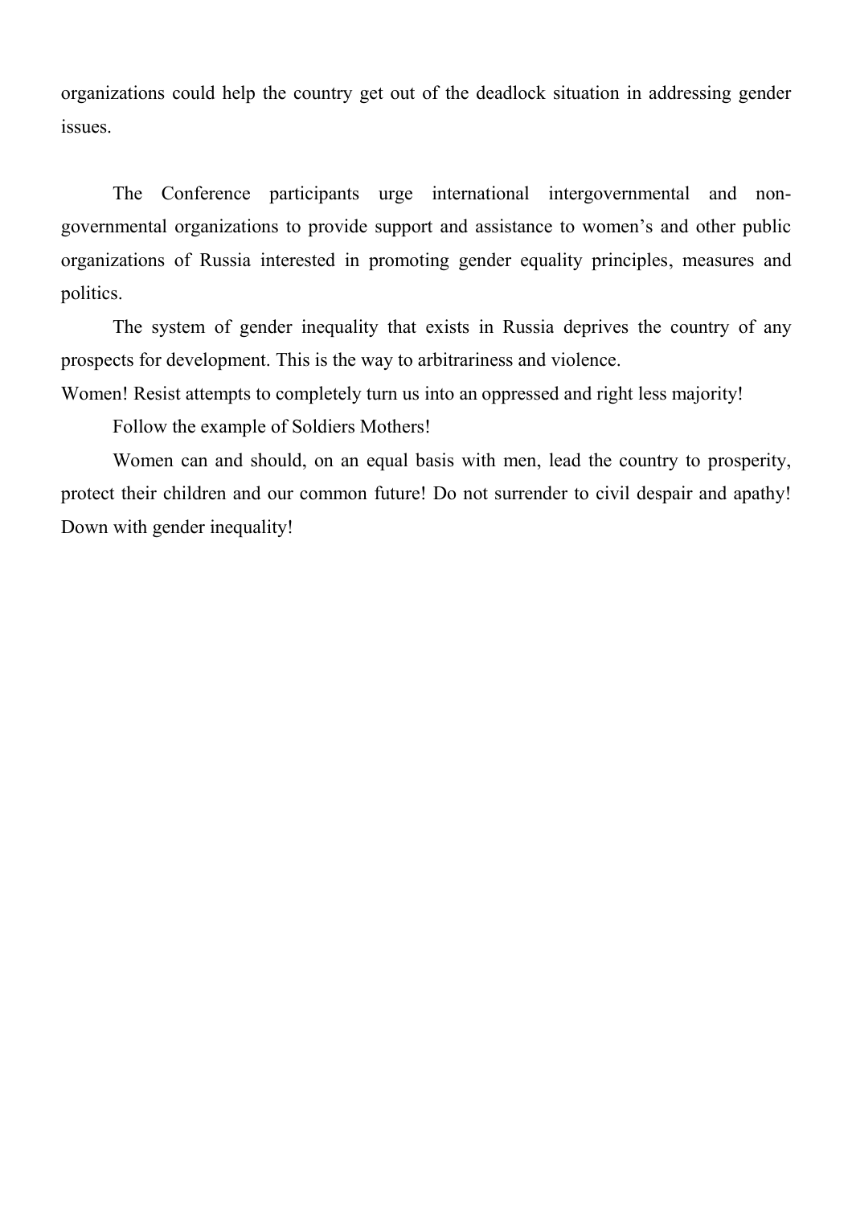organizations could help the country get out of the deadlock situation in addressing gender issues.

The Conference participants urge international intergovernmental and non-governmental organizations to provide support and assistance to women's and other public organizations of Russia interested in promoting gender equality principles, measures and politics.

The system of gender inequality that exists in Russia deprives the country of any prospects for development. This is the way to arbitrariness and violence.

Women! Resist attempts to completely turn us into an oppressed and right less majority!

Follow the example of Soldiers Mothers!

Women can and should, on an equal basis with men, lead the country to prosperity, protect their children and our common future! Do not surrender to civil despair and apathy! Down with gender inequality!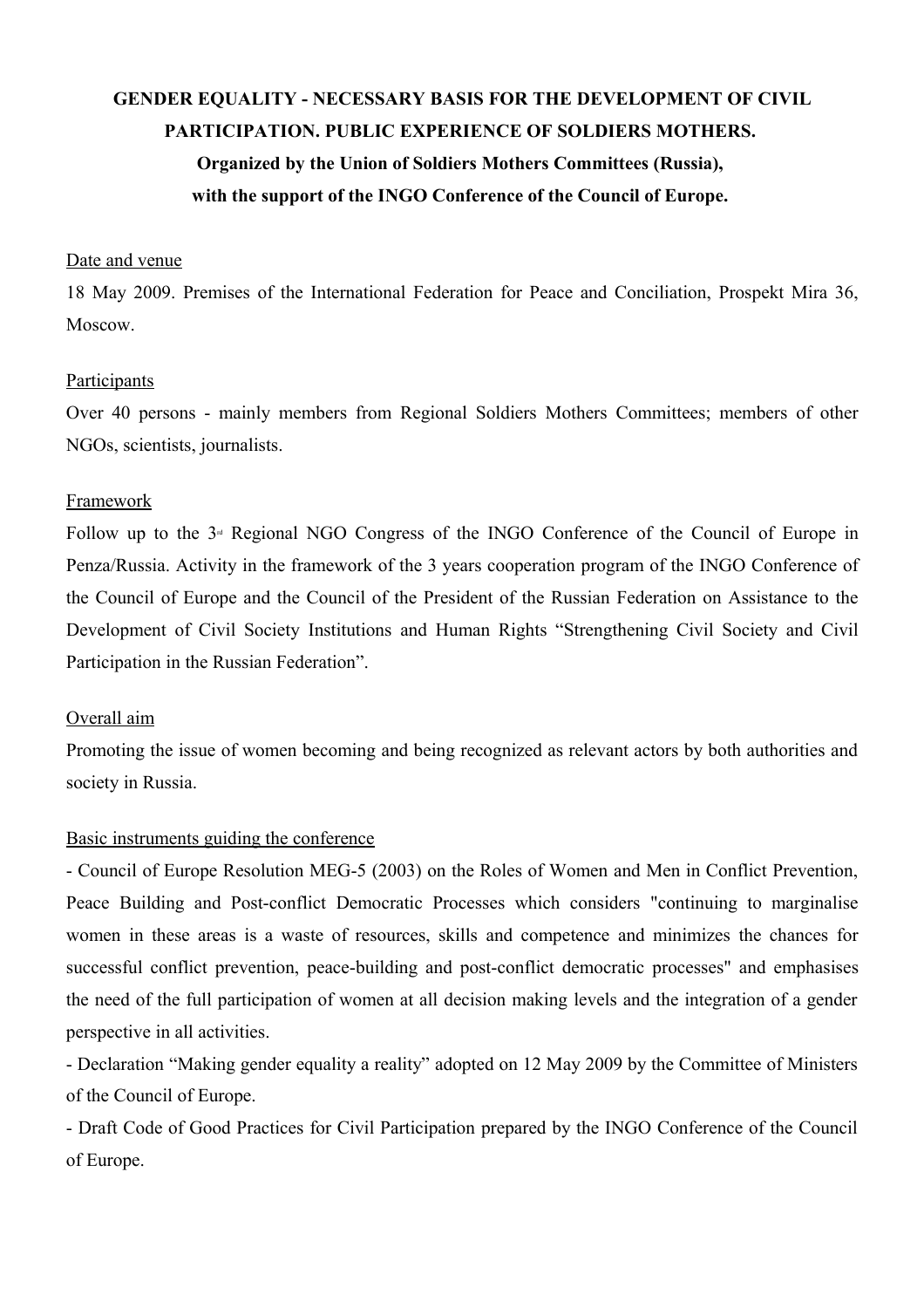**GENDER EQUALITY - NECESSARY BASIS FOR THE DEVELOPMENT OF CIVIL PARTICIPATION. PUBLIC EXPERIENCE OF SOLDIERS MOTHERS.**

**Organized by the Union of Soldiers Mothers Committees (Russia),**

**with the support of the INGO Conference of the Council of Europe.**

Date and venue

18 May 2009. Premises of the International Federation for Peace and Conciliation, Prospekt Mira 36, Moscow.

Participants

Over 40 persons - mainly members from Regional Soldiers Mothers Committees; members of other NGOs, scientists, journalists.

Framework

Follow up to the 3rd Regional NGO Congress of the INGO Conference of the Council of Europe in Penza/Russia. Activity in the framework of the 3 years cooperation program of the INGO Conference of the Council of Europe and the Council of the President of the Russian Federation on Assistance to the Development of Civil Society Institutions and Human Rights "Strengthening Civil Society and Civil Participation in the Russian Federation".

Overall aim

Promoting the issue of women becoming and being recognized as relevant actors by both authorities and society in Russia.

Basic instruments guiding the conference

- Council of Europe Resolution MEG-5 (2003) on the Roles of Women and Men in Conflict Prevention, Peace Building and Post-conflict Democratic Processes which considers "continuing to marginalise women in these areas is a waste of resources, skills and competence and minimizes the chances for successful conflict prevention, peace-building and post-conflict democratic processes" and emphasises the need of the full participation of women at all decision making levels and the integration of a gender perspective in all activities.
- Declaration "Making gender equality a reality" adopted on 12 May 2009 by the Committee of Ministers of the Council of Europe.
- Draft Code of Good Practices for Civil Participation prepared by the INGO Conference of the Council of Europe.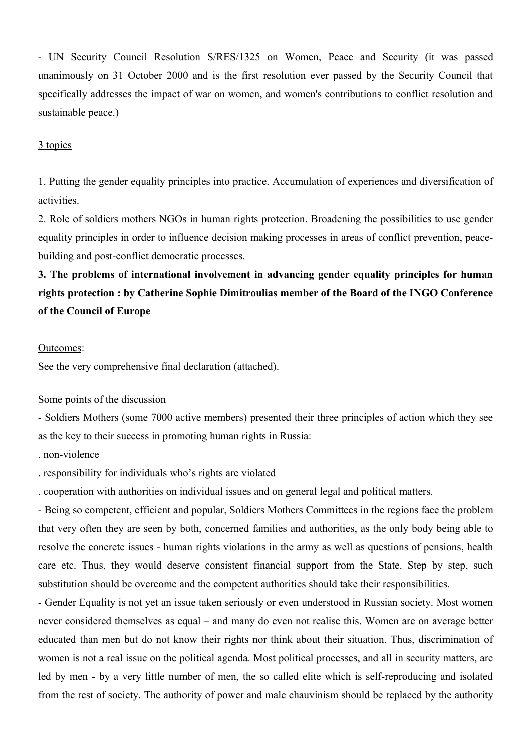- UN Security Council Resolution S/RES/1325 on Women, Peace and Security (it was passed unanimously on 31 October 2000 and is the first resolution ever passed by the Security Council that specifically addresses the impact of war on women, and women's contributions to conflict resolution and sustainable peace.)

<u>3 topics</u>

1. Putting the gender equality principles into practice. Accumulation of experiences and diversification of activities.
2. Role of soldiers mothers NGOs in human rights protection. Broadening the possibilities to use gender equality principles in order to influence decision making processes in areas of conflict prevention, peace-building and post-conflict democratic processes.
3. **The problems of international involvement in advancing gender equality principles for human rights protection : by Catherine Sophie Dimitroulias member of the Board of the INGO Conference of the Council of Europe**

<u>Outcomes</u>:
See the very comprehensive final declaration (attached).

<u>Some points of the discussion</u>

- Soldiers Mothers (some 7000 active members) presented their three principles of action which they see as the key to their success in promoting human rights in Russia:
. non-violence
. responsibility for individuals who's rights are violated
. cooperation with authorities on individual issues and on general legal and political matters.
- Being so competent, efficient and popular, Soldiers Mothers Committees in the regions face the problem that very often they are seen by both, concerned families and authorities, as the only body being able to resolve the concrete issues - human rights violations in the army as well as questions of pensions, health care etc. Thus, they would deserve consistent financial support from the State. Step by step, such substitution should be overcome and the competent authorities should take their responsibilities.
- Gender Equality is not yet an issue taken seriously or even understood in Russian society. Most women never considered themselves as equal – and many do even not realise this. Women are on average better educated than men but do not know their rights nor think about their situation. Thus, discrimination of women is not a real issue on the political agenda. Most political processes, and all in security matters, are led by men - by a very little number of men, the so called elite which is self-reproducing and isolated from the rest of society. The authority of power and male chauvinism should be replaced by the authority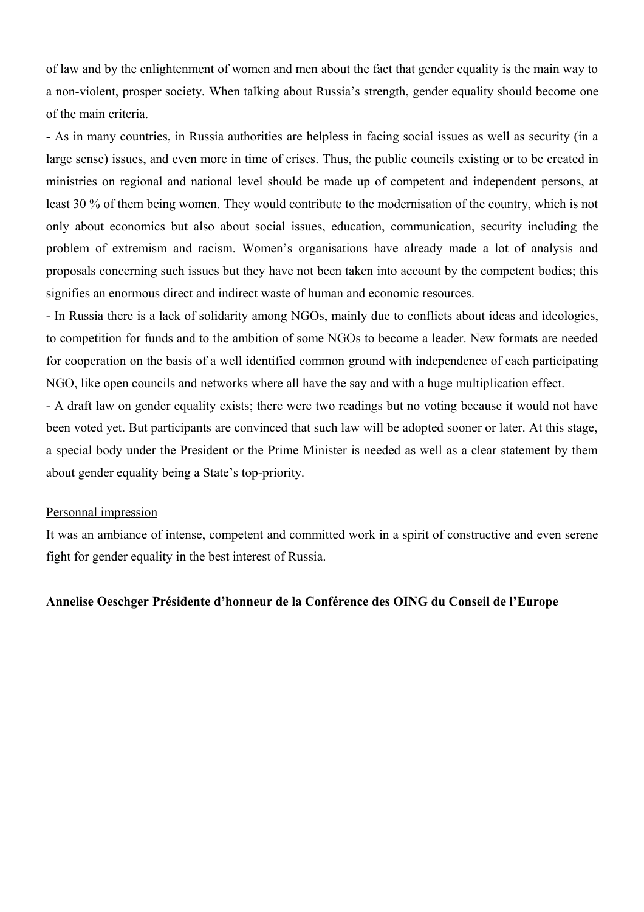of law and by the enlightenment of women and men about the fact that gender equality is the main way to a non-violent, prosper society. When talking about Russia's strength, gender equality should become one of the main criteria.

- As in many countries, in Russia authorities are helpless in facing social issues as well as security (in a large sense) issues, and even more in time of crises. Thus, the public councils existing or to be created in ministries on regional and national level should be made up of competent and independent persons, at least 30 % of them being women. They would contribute to the modernisation of the country, which is not only about economics but also about social issues, education, communication, security including the problem of extremism and racism. Women's organisations have already made a lot of analysis and proposals concerning such issues but they have not been taken into account by the competent bodies; this signifies an enormous direct and indirect waste of human and economic resources.
- In Russia there is a lack of solidarity among NGOs, mainly due to conflicts about ideas and ideologies, to competition for funds and to the ambition of some NGOs to become a leader. New formats are needed for cooperation on the basis of a well identified common ground with independence of each participating NGO, like open councils and networks where all have the say and with a huge multiplication effect.
- A draft law on gender equality exists; there were two readings but no voting because it would not have been voted yet. But participants are convinced that such law will be adopted sooner or later. At this stage, a special body under the President or the Prime Minister is needed as well as a clear statement by them about gender equality being a State's top-priority.

Personnal impression

It was an ambiance of intense, competent and committed work in a spirit of constructive and even serene fight for gender equality in the best interest of Russia.

**Annelise Oeschger Présidente d'honneur de la Conférence des OING du Conseil de l'Europe**